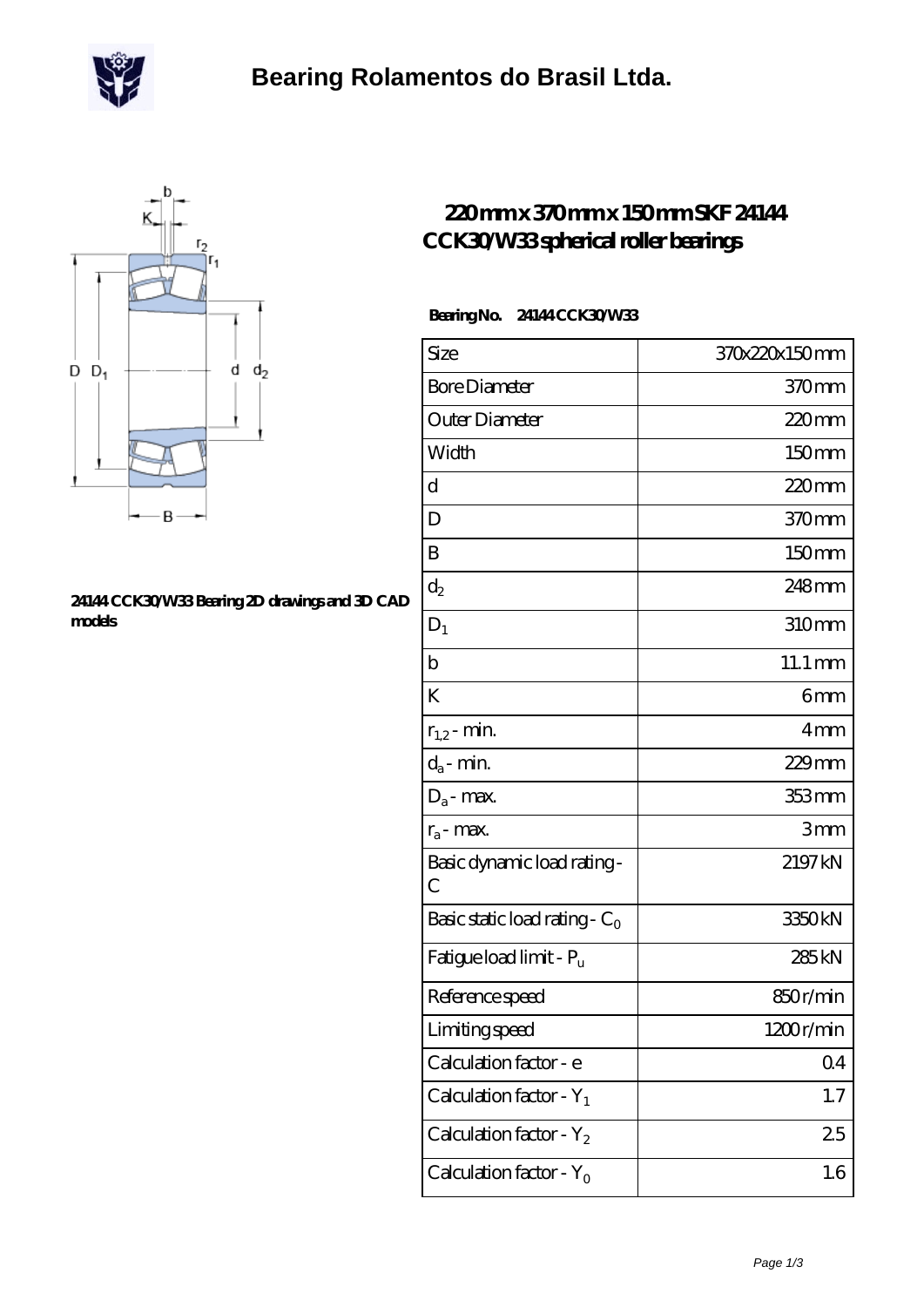# Bearing Rolamentos do Brasil Ltda.

**24144 CCK30/W33 Bearing 2D drawings and 3D CAD models**

## 220 mm x 370 mm x 150 mm SKF 24144 CCK30/W33 spherical roller bearings

**Bearing No. 24144 CCK30/W33**

| Size | 370x220x150 mm |
|---|---|
| Bore Diameter | 370 mm |
| Outer Diameter | 220 mm |
| Width | 150 mm |
| d | 220 mm |
| D | 370 mm |
| B | 150 mm |
| $d_2$ | 248 mm |
| $D_1$ | 310 mm |
| b | 11.1 mm |
| K | 6 mm |
| $r_{1,2}$ - min. | 4 mm |
| $d_a$ - min. | 229 mm |
| $D_a$ - max. | 353 mm |
| $r_a$ - max. | 3 mm |
| Basic dynamic load rating - C | 2197 kN |
| Basic static load rating - $C_0$ | 3350 kN |
| Fatigue load limit - $P_u$ | 285 kN |
| Reference speed | 850 r/min |
| Limiting speed | 1200 r/min |
| Calculation factor - e | 0.4 |
| Calculation factor - $Y_1$ | 1.7 |
| Calculation factor - $Y_2$ | 2.5 |
| Calculation factor - $Y_0$ | 1.6 |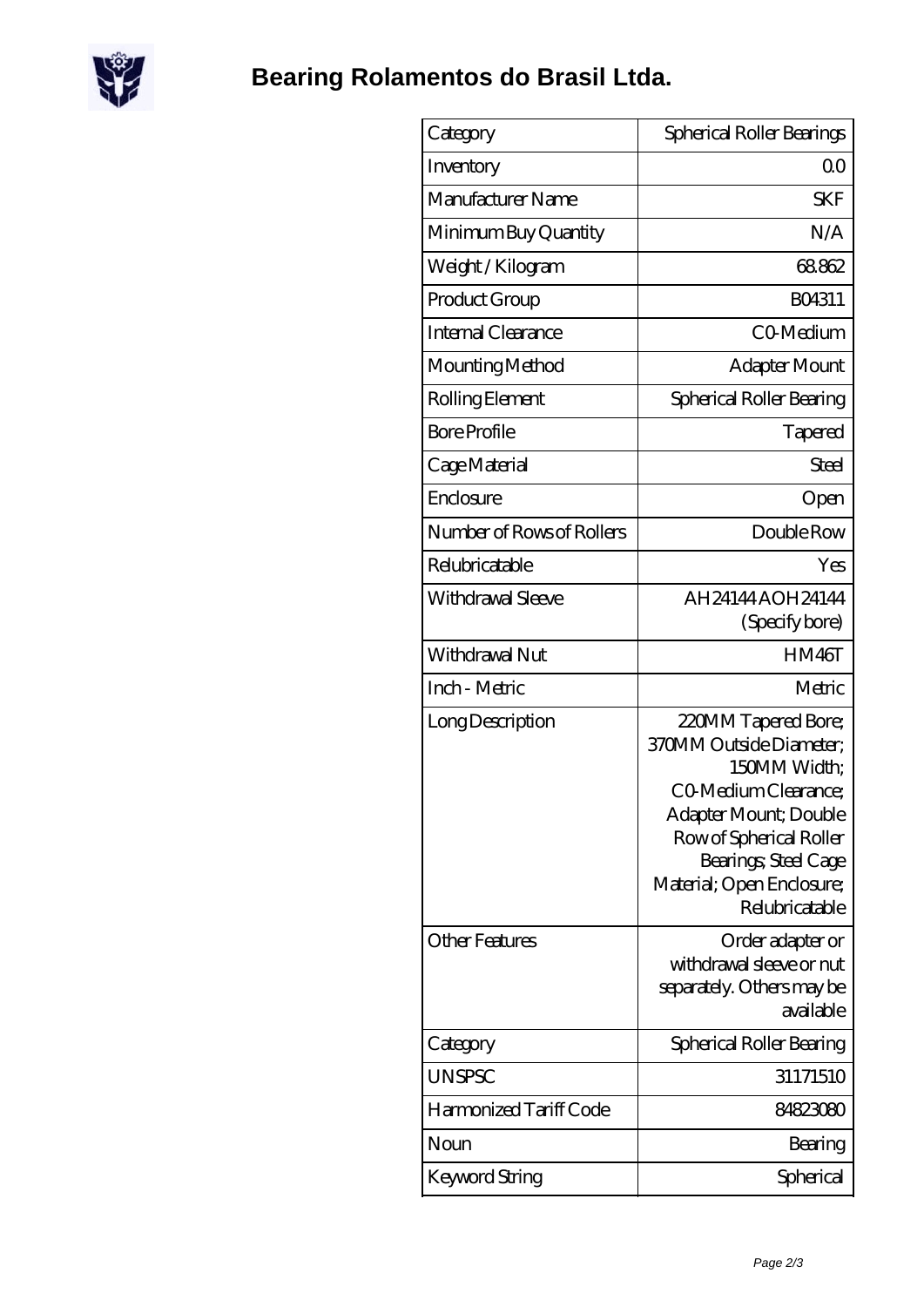# Bearing Rolamentos do Brasil Ltda.

| Category | Spherical Roller Bearings |
|---|---|
| Inventory | 0.0 |
| Manufacturer Name | SKF |
| Minimum Buy Quantity | N/A |
| Weight / Kilogram | 68.862 |
| Product Group | B04311 |
| Internal Clearance | C0-Medium |
| Mounting Method | Adapter Mount |
| Rolling Element | Spherical Roller Bearing |
| Bore Profile | Tapered |
| Cage Material | Steel |
| Enclosure | Open |
| Number of Rows of Rollers | Double Row |
| Relubricatable | Yes |
| Withdrawal Sleeve | AH24144 AOH24144 (Specify bore) |
| Withdrawal Nut | HM46T |
| Inch - Metric | Metric |
| Long Description | 220MM Tapered Bore; 370MM Outside Diameter; 150MM Width; C0-Medium Clearance; Adapter Mount; Double Row of Spherical Roller Bearings; Steel Cage Material; Open Enclosure; Relubricatable |
| Other Features | Order adapter or withdrawal sleeve or nut separately. Others may be available |
| Category | Spherical Roller Bearing |
| UNSPSC | 31171510 |
| Harmonized Tariff Code | 84823080 |
| Noun | Bearing |
| Keyword String | Spherical |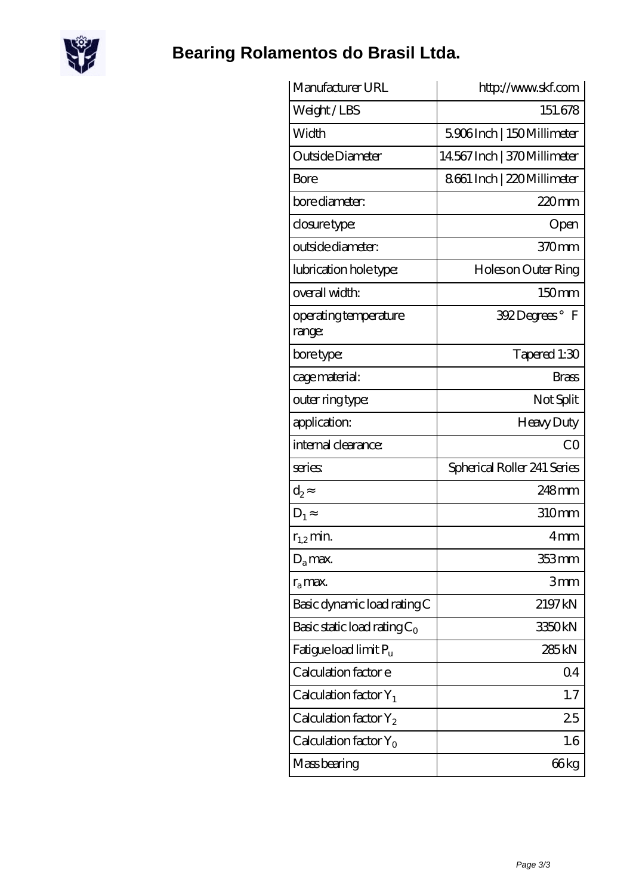# Bearing Rolamentos do Brasil Ltda.

| | |
|---|---|
| Manufacturer URL | http://www.skf.com |
| Weight / LBS | 151.678 |
| Width | 5.906 Inch \| 150 Millimeter |
| Outside Diameter | 14.567 Inch \| 370 Millimeter |
| Bore | 8.661 Inch \| 220 Millimeter |
| bore diameter: | 220 mm |
| closure type: | Open |
| outside diameter: | 370 mm |
| lubrication hole type: | Holes on Outer Ring |
| overall width: | 150 mm |
| operating temperature range: | 392 Degrees ° F |
| bore type: | Tapered 1:30 |
| cage material: | Brass |
| outer ring type: | Not Split |
| application: | Heavy Duty |
| internal clearance: | C0 |
| series: | Spherical Roller 241 Series |
| $d_2 \approx$ | 248 mm |
| $D_1 \approx$ | 310 mm |
| $r_{1,2}$ min. | 4 mm |
| $D_a$ max. | 353 mm |
| $r_a$ max. | 3 mm |
| Basic dynamic load rating C | 2197 kN |
| Basic static load rating $C_0$ | 3350 kN |
| Fatigue load limit $P_u$ | 285 kN |
| Calculation factor e | 0.4 |
| Calculation factor $Y_1$ | 1.7 |
| Calculation factor $Y_2$ | 2.5 |
| Calculation factor $Y_0$ | 1.6 |
| Mass bearing | 66 kg |